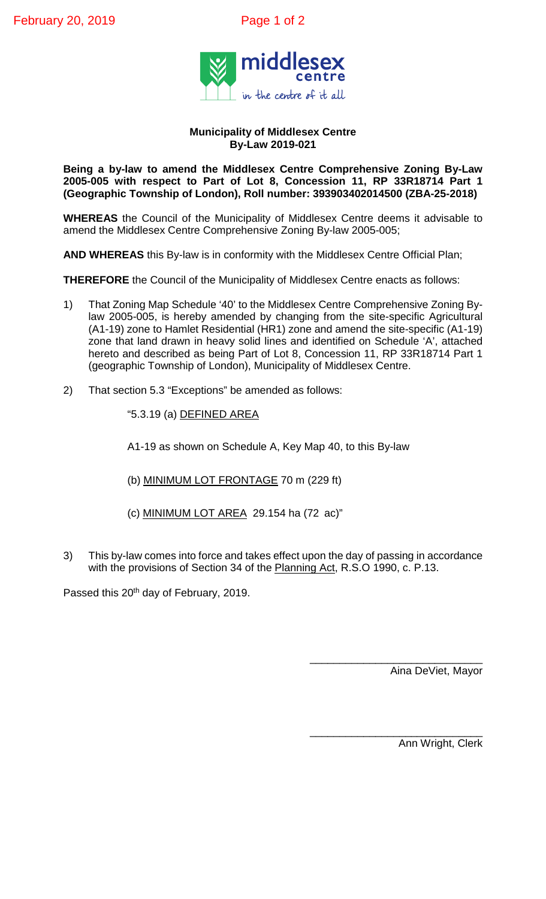**Municipality of Middlesex Centre**
**By-Law 2019-021**

**Being a by-law to amend the Middlesex Centre Comprehensive Zoning By-Law 2005-005 with respect to Part of Lot 8, Concession 11, RP 33R18714 Part 1 (Geographic Township of London), Roll number: 393903402014500 (ZBA-25-2018)**

**WHEREAS** the Council of the Municipality of Middlesex Centre deems it advisable to amend the Middlesex Centre Comprehensive Zoning By-law 2005-005;

**AND WHEREAS** this By-law is in conformity with the Middlesex Centre Official Plan;

**THEREFORE** the Council of the Municipality of Middlesex Centre enacts as follows:

1) That Zoning Map Schedule '40' to the Middlesex Centre Comprehensive Zoning By-law 2005-005, is hereby amended by changing from the site-specific Agricultural (A1-19) zone to Hamlet Residential (HR1) zone and amend the site-specific (A1-19) zone that land drawn in heavy solid lines and identified on Schedule 'A', attached hereto and described as being Part of Lot 8, Concession 11, RP 33R18714 Part 1 (geographic Township of London), Municipality of Middlesex Centre.

2) That section 5.3 "Exceptions" be amended as follows:

   "5.3.19 (a) DEFINED AREA

   A1-19 as shown on Schedule A, Key Map 40, to this By-law

   (b) MINIMUM LOT FRONTAGE 70 m (229 ft)

   (c) MINIMUM LOT AREA 29.154 ha (72 ac)"

3) This by-law comes into force and takes effect upon the day of passing in accordance with the provisions of Section 34 of the Planning Act, R.S.O 1990, c. P.13.

Passed this 20th day of February, 2019.

\_\_\_\_\_\_\_\_\_\_\_\_\_\_\_\_\_\_\_\_\_\_\_\_\_\_\_\_\_\_
Aina DeViet, Mayor

\_\_\_\_\_\_\_\_\_\_\_\_\_\_\_\_\_\_\_\_\_\_\_\_\_\_\_\_\_\_
Ann Wright, Clerk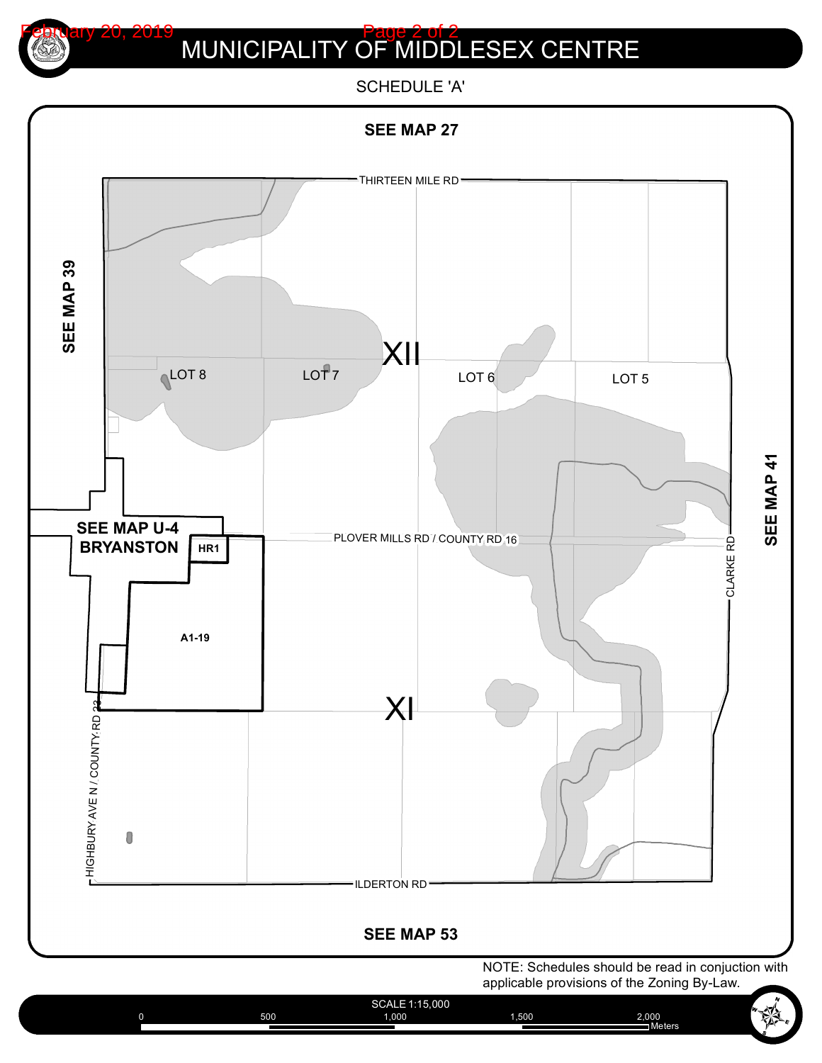# MUNICIPALITY OF MIDDLESEX CENTRE

SCHEDULE 'A'

SEE MAP 27

SEE MAP 39

SEE MAP 41

SEE MAP 53

SEE MAP U-4
BRYANSTON

THIRTEEN MILE RD

PLOVER MILLS RD / COUNTY RD 16

ILDERTON RD

HIGHBURY AVE N / COUNTY RD 23

CLARKE RD

XII

XI

LOT 8

LOT 7

LOT 6

LOT 5

HR1

A1-19

NOTE: Schedules should be read in conjuction with applicable provisions of the Zoning By-Law.

SCALE 1:15,000

0
500
1,000
1,500
2,000
Meters